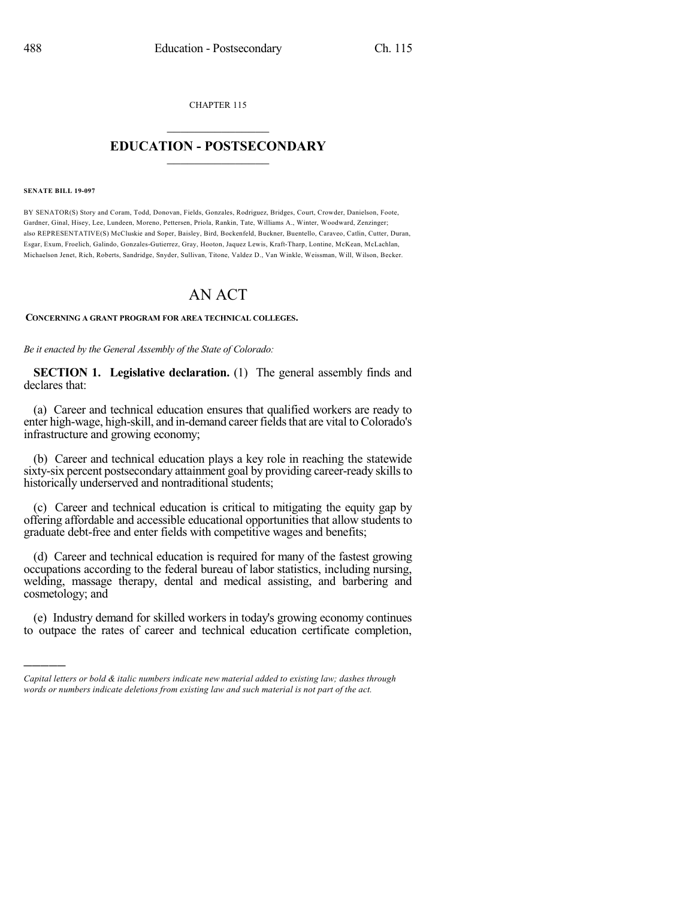CHAPTER 115

# EDUCATION - POSTSECONDARY

**SENATE BILL 19-097**

BY SENATOR(S) Story and Coram, Todd, Donovan, Fields, Gonzales, Rodriguez, Bridges, Court, Crowder, Danielson, Foote, Gardner, Ginal, Hisey, Lee, Lundeen, Moreno, Pettersen, Priola, Rankin, Tate, Williams A., Winter, Woodward, Zenzinger; also REPRESENTATIVE(S) McCluskie and Soper, Baisley, Bird, Bockenfeld, Buckner, Buentello, Caraveo, Catlin, Cutter, Duran, Esgar, Exum, Froelich, Galindo, Gonzales-Gutierrez, Gray, Hooton, Jaquez Lewis, Kraft-Tharp, Lontine, McKean, McLachlan, Michaelson Jenet, Rich, Roberts, Sandridge, Snyder, Sullivan, Titone, Valdez D., Van Winkle, Weissman, Will, Wilson, Becker.

# AN ACT

**CONCERNING A GRANT PROGRAM FOR AREA TECHNICAL COLLEGES.**

*Be it enacted by the General Assembly of the State of Colorado:*

**SECTION 1. Legislative declaration.** (1) The general assembly finds and declares that:

(a) Career and technical education ensures that qualified workers are ready to enter high-wage, high-skill, and in-demand career fields that are vital to Colorado's infrastructure and growing economy;

(b) Career and technical education plays a key role in reaching the statewide sixty-six percent postsecondary attainment goal by providing career-ready skills to historically underserved and nontraditional students;

(c) Career and technical education is critical to mitigating the equity gap by offering affordable and accessible educational opportunities that allow students to graduate debt-free and enter fields with competitive wages and benefits;

(d) Career and technical education is required for many of the fastest growing occupations according to the federal bureau of labor statistics, including nursing, welding, massage therapy, dental and medical assisting, and barbering and cosmetology; and

(e) Industry demand for skilled workers in today's growing economy continues to outpace the rates of career and technical education certificate completion,

---

*Capital letters or bold & italic numbers indicate new material added to existing law; dashes through words or numbers indicate deletions from existing law and such material is not part of the act.*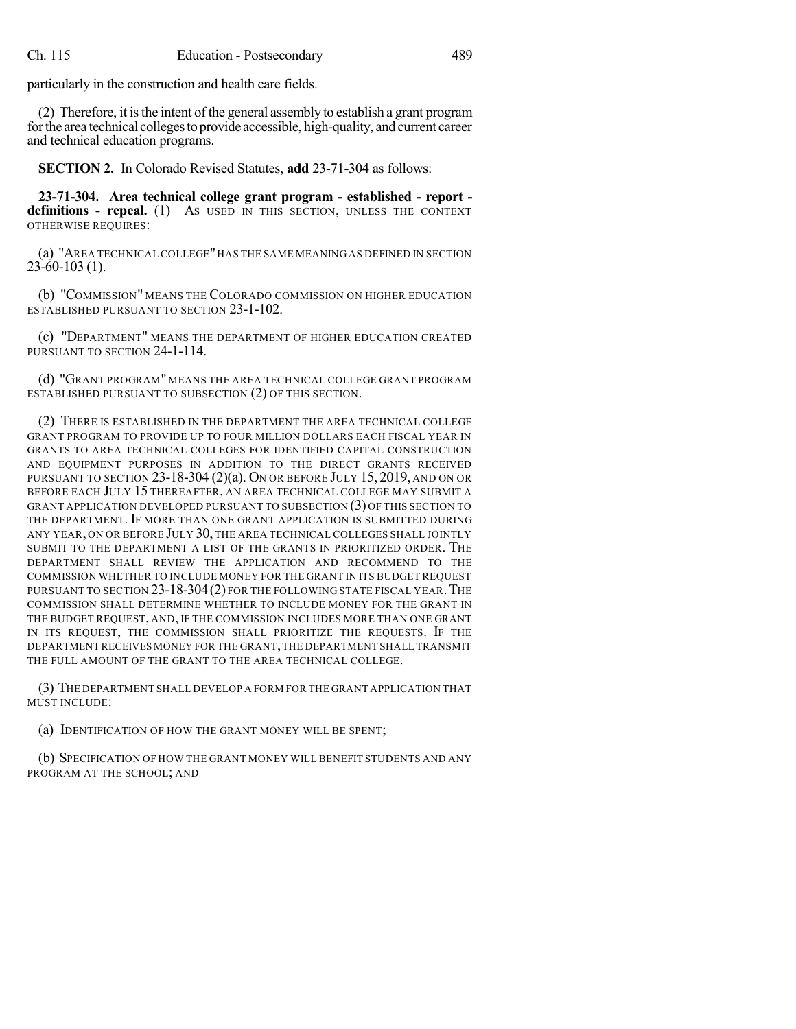particularly in the construction and health care fields.

(2) Therefore, it is the intent of the general assembly to establish a grant program for the area technical colleges to provide accessible, high-quality, and current career and technical education programs.

**SECTION 2.** In Colorado Revised Statutes, **add** 23-71-304 as follows:

**23-71-304. Area technical college grant program - established - report - definitions - repeal.** (1) AS USED IN THIS SECTION, UNLESS THE CONTEXT OTHERWISE REQUIRES:

(a) "AREA TECHNICAL COLLEGE" HAS THE SAME MEANING AS DEFINED IN SECTION 23-60-103 (1).

(b) "COMMISSION" MEANS THE COLORADO COMMISSION ON HIGHER EDUCATION ESTABLISHED PURSUANT TO SECTION 23-1-102.

(c) "DEPARTMENT" MEANS THE DEPARTMENT OF HIGHER EDUCATION CREATED PURSUANT TO SECTION 24-1-114.

(d) "GRANT PROGRAM" MEANS THE AREA TECHNICAL COLLEGE GRANT PROGRAM ESTABLISHED PURSUANT TO SUBSECTION (2) OF THIS SECTION.

(2) THERE IS ESTABLISHED IN THE DEPARTMENT THE AREA TECHNICAL COLLEGE GRANT PROGRAM TO PROVIDE UP TO FOUR MILLION DOLLARS EACH FISCAL YEAR IN GRANTS TO AREA TECHNICAL COLLEGES FOR IDENTIFIED CAPITAL CONSTRUCTION AND EQUIPMENT PURPOSES IN ADDITION TO THE DIRECT GRANTS RECEIVED PURSUANT TO SECTION 23-18-304 (2)(a). ON OR BEFORE JULY 15, 2019, AND ON OR BEFORE EACH JULY 15 THEREAFTER, AN AREA TECHNICAL COLLEGE MAY SUBMIT A GRANT APPLICATION DEVELOPED PURSUANT TO SUBSECTION (3) OF THIS SECTION TO THE DEPARTMENT. IF MORE THAN ONE GRANT APPLICATION IS SUBMITTED DURING ANY YEAR, ON OR BEFORE JULY 30, THE AREA TECHNICAL COLLEGES SHALL JOINTLY SUBMIT TO THE DEPARTMENT A LIST OF THE GRANTS IN PRIORITIZED ORDER. THE DEPARTMENT SHALL REVIEW THE APPLICATION AND RECOMMEND TO THE COMMISSION WHETHER TO INCLUDE MONEY FOR THE GRANT IN ITS BUDGET REQUEST PURSUANT TO SECTION 23-18-304 (2) FOR THE FOLLOWING STATE FISCAL YEAR. THE COMMISSION SHALL DETERMINE WHETHER TO INCLUDE MONEY FOR THE GRANT IN THE BUDGET REQUEST, AND, IF THE COMMISSION INCLUDES MORE THAN ONE GRANT IN ITS REQUEST, THE COMMISSION SHALL PRIORITIZE THE REQUESTS. IF THE DEPARTMENT RECEIVES MONEY FOR THE GRANT, THE DEPARTMENT SHALL TRANSMIT THE FULL AMOUNT OF THE GRANT TO THE AREA TECHNICAL COLLEGE.

(3) THE DEPARTMENT SHALL DEVELOP A FORM FOR THE GRANT APPLICATION THAT MUST INCLUDE:

(a) IDENTIFICATION OF HOW THE GRANT MONEY WILL BE SPENT;

(b) SPECIFICATION OF HOW THE GRANT MONEY WILL BENEFIT STUDENTS AND ANY PROGRAM AT THE SCHOOL; AND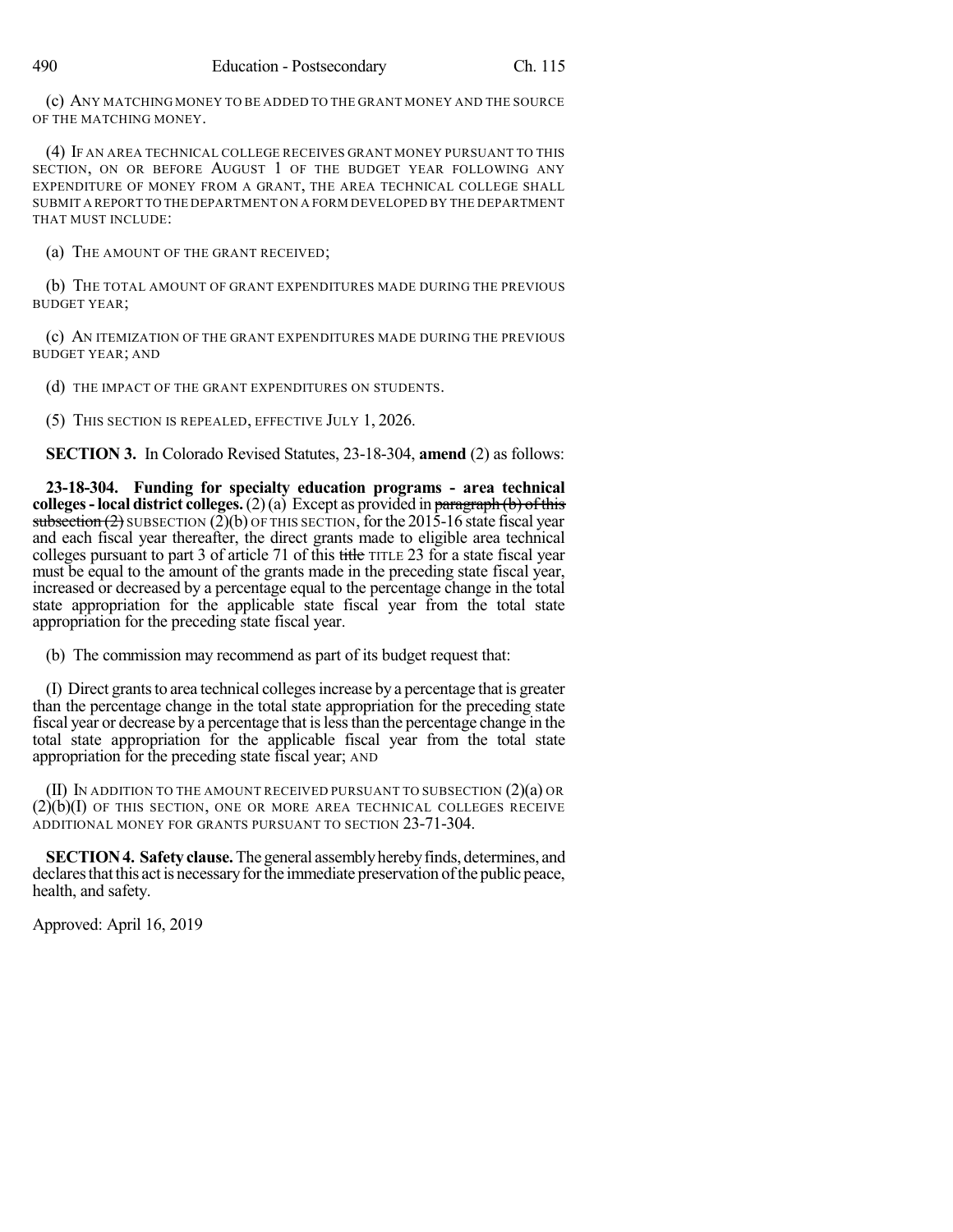(c) ANY MATCHING MONEY TO BE ADDED TO THE GRANT MONEY AND THE SOURCE OF THE MATCHING MONEY.

(4) IF AN AREA TECHNICAL COLLEGE RECEIVES GRANT MONEY PURSUANT TO THIS SECTION, ON OR BEFORE AUGUST 1 OF THE BUDGET YEAR FOLLOWING ANY EXPENDITURE OF MONEY FROM A GRANT, THE AREA TECHNICAL COLLEGE SHALL SUBMIT A REPORT TO THE DEPARTMENT ON A FORM DEVELOPED BY THE DEPARTMENT THAT MUST INCLUDE:

(a) THE AMOUNT OF THE GRANT RECEIVED;

(b) THE TOTAL AMOUNT OF GRANT EXPENDITURES MADE DURING THE PREVIOUS BUDGET YEAR;

(c) AN ITEMIZATION OF THE GRANT EXPENDITURES MADE DURING THE PREVIOUS BUDGET YEAR; AND

(d) THE IMPACT OF THE GRANT EXPENDITURES ON STUDENTS.

(5) THIS SECTION IS REPEALED, EFFECTIVE JULY 1, 2026.

**SECTION 3.** In Colorado Revised Statutes, 23-18-304, **amend** (2) as follows:

**23-18-304. Funding for specialty education programs - area technical colleges - local district colleges.** (2) (a) Except as provided in ~~paragraph (b) of this subsection (2)~~ SUBSECTION (2)(b) OF THIS SECTION, for the 2015-16 state fiscal year and each fiscal year thereafter, the direct grants made to eligible area technical colleges pursuant to part 3 of article 71 of this ~~title~~ TITLE 23 for a state fiscal year must be equal to the amount of the grants made in the preceding state fiscal year, increased or decreased by a percentage equal to the percentage change in the total state appropriation for the applicable state fiscal year from the total state appropriation for the preceding state fiscal year.

(b) The commission may recommend as part of its budget request that:

(I) Direct grants to area technical colleges increase by a percentage that is greater than the percentage change in the total state appropriation for the preceding state fiscal year or decrease by a percentage that is less than the percentage change in the total state appropriation for the applicable fiscal year from the total state appropriation for the preceding state fiscal year; AND

(II) IN ADDITION TO THE AMOUNT RECEIVED PURSUANT TO SUBSECTION (2)(a) OR (2)(b)(I) OF THIS SECTION, ONE OR MORE AREA TECHNICAL COLLEGES RECEIVE ADDITIONAL MONEY FOR GRANTS PURSUANT TO SECTION 23-71-304.

**SECTION 4. Safety clause.** The general assembly hereby finds, determines, and declares that this act is necessary for the immediate preservation of the public peace, health, and safety.

Approved: April 16, 2019